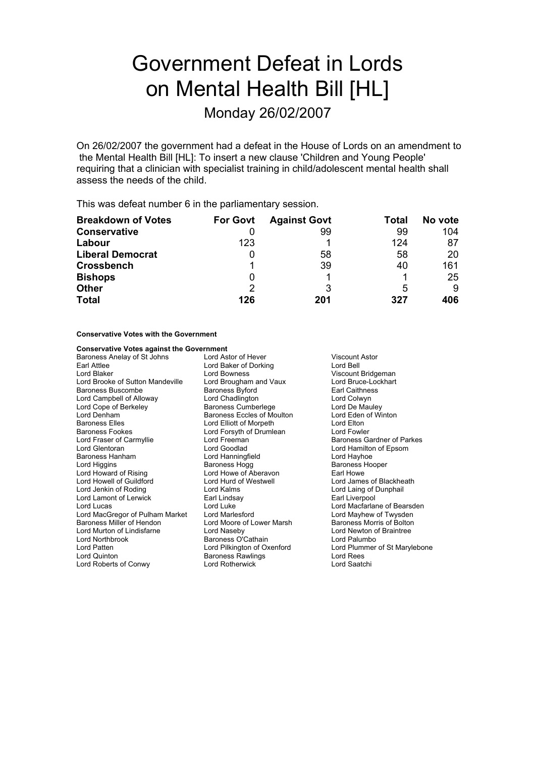# Government Defeat in Lords on Mental Health Bill [HL]

## Monday 26/02/2007

On 26/02/2007 the government had a defeat in the House of Lords on an amendment to the Mental Health Bill [HL]: To insert a new clause 'Children and Young People' requiring that a clinician with specialist training in child/adolescent mental health shall assess the needs of the child.

This was defeat number 6 in the parliamentary session.

| Breakdown of Votes | For Govt | Against Govt | Total | No vote |
|---|---|---|---|---|
| **Conservative** | 0 | 99 | 99 | 104 |
| **Labour** | 123 | 1 | 124 | 87 |
| **Liberal Democrat** | 0 | 58 | 58 | 20 |
| **Crossbench** | 1 | 39 | 40 | 161 |
| **Bishops** | 0 | 1 | 1 | 25 |
| **Other** | 2 | 3 | 5 | 9 |
| **Total** | **126** | **201** | **327** | **406** |

**Conservative Votes with the Government**

**Conservative Votes against the Government**

Baroness Anelay of St Johns
Lord Astor of Hever
Viscount Astor
Earl Attlee
Lord Baker of Dorking
Lord Bell
Lord Blaker
Lord Bowness
Viscount Bridgeman
Lord Brooke of Sutton Mandeville
Lord Brougham and Vaux
Lord Bruce-Lockhart
Baroness Buscombe
Baroness Byford
Earl Caithness
Lord Campbell of Alloway
Lord Chadlington
Lord Colwyn
Lord Cope of Berkeley
Baroness Cumberlege
Lord De Mauley
Lord Denham
Baroness Eccles of Moulton
Lord Eden of Winton
Baroness Elles
Lord Elliott of Morpeth
Lord Elton
Baroness Fookes
Lord Forsyth of Drumlean
Lord Fowler
Lord Fraser of Carmyllie
Lord Freeman
Baroness Gardner of Parkes
Lord Glentoran
Lord Goodlad
Lord Hamilton of Epsom
Baroness Hanham
Lord Hanningfield
Lord Hayhoe
Lord Higgins
Baroness Hogg
Baroness Hooper
Lord Howard of Rising
Lord Howe of Aberavon
Earl Howe
Lord Howell of Guildford
Lord Hurd of Westwell
Lord James of Blackheath
Lord Jenkin of Roding
Lord Kalms
Lord Laing of Dunphail
Lord Lamont of Lerwick
Earl Lindsay
Earl Liverpool
Lord Lucas
Lord Luke
Lord Macfarlane of Bearsden
Lord MacGregor of Pulham Market
Lord Marlesford
Lord Mayhew of Twysden
Baroness Miller of Hendon
Lord Moore of Lower Marsh
Baroness Morris of Bolton
Lord Murton of Lindisfarne
Lord Naseby
Lord Newton of Braintree
Lord Northbrook
Baroness O'Cathain
Lord Palumbo
Lord Patten
Lord Pilkington of Oxenford
Lord Plummer of St Marylebone
Lord Quinton
Baroness Rawlings
Lord Rees
Lord Roberts of Conwy
Lord Rotherwick
Lord Saatchi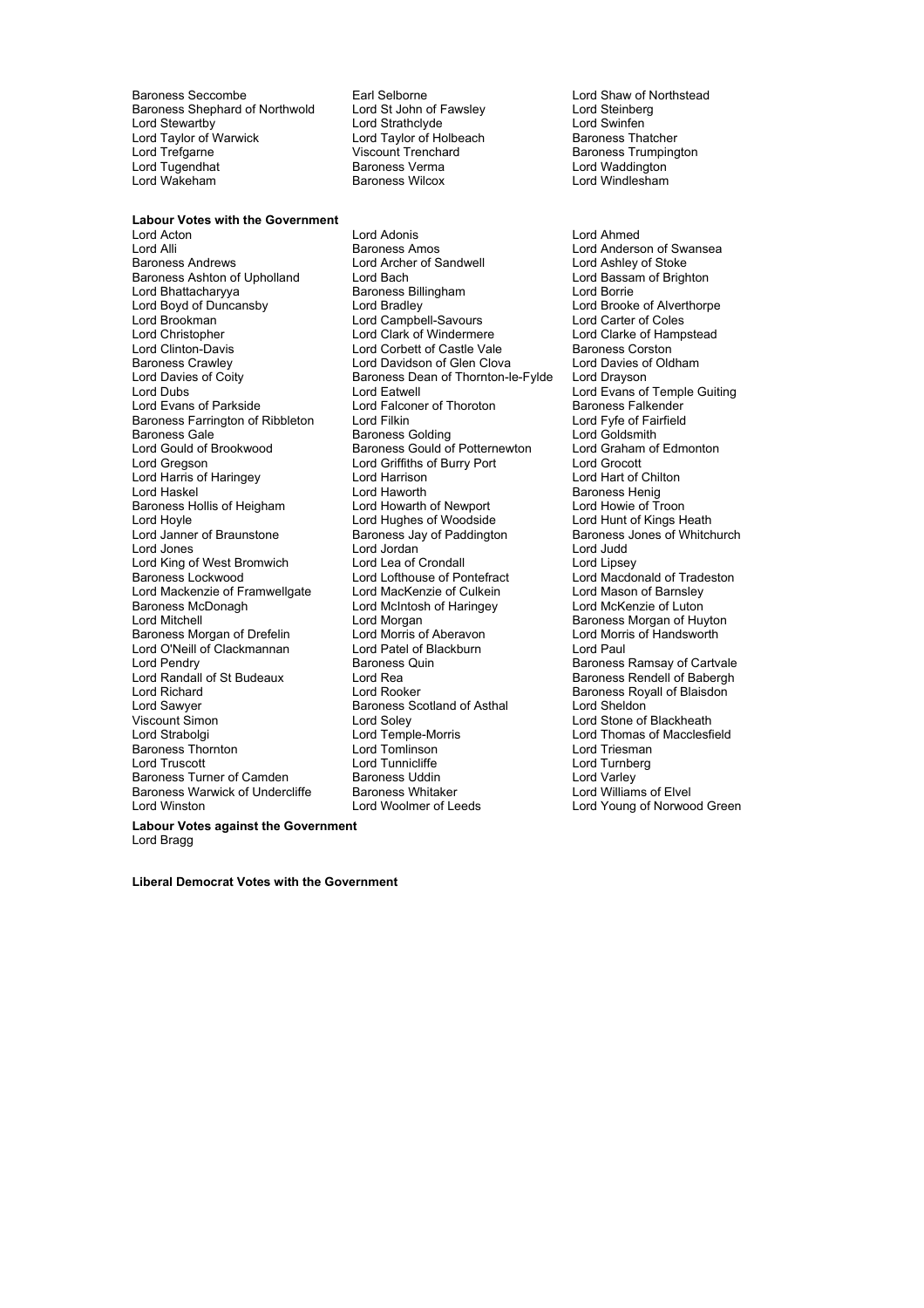Baroness Seccombe
Earl Selborne
Lord Shaw of Northstead
Baroness Shephard of Northwold
Lord St John of Fawsley
Lord Steinberg
Lord Stewartby
Lord Strathclyde
Lord Swinfen
Lord Taylor of Warwick
Lord Taylor of Holbeach
Baroness Thatcher
Lord Trefgarne
Viscount Trenchard
Baroness Trumpington
Lord Tugendhat
Baroness Verma
Lord Waddington
Lord Wakeham
Baroness Wilcox
Lord Windlesham

**Labour Votes with the Government**

Lord Acton
Lord Adonis
Lord Ahmed
Lord Alli
Baroness Amos
Lord Anderson of Swansea
Baroness Andrews
Lord Archer of Sandwell
Lord Ashley of Stoke
Baroness Ashton of Upholland
Lord Bach
Lord Bassam of Brighton
Lord Bhattacharyya
Baroness Billingham
Lord Borrie
Lord Boyd of Duncansby
Lord Bradley
Lord Brooke of Alverthorpe
Lord Brookman
Lord Campbell-Savours
Lord Carter of Coles
Lord Christopher
Lord Clark of Windermere
Lord Clarke of Hampstead
Lord Clinton-Davis
Lord Corbett of Castle Vale
Baroness Corston
Baroness Crawley
Lord Davidson of Glen Clova
Lord Davies of Oldham
Lord Davies of Coity
Baroness Dean of Thornton-le-Fylde
Lord Drayson
Lord Dubs
Lord Eatwell
Lord Evans of Temple Guiting
Lord Evans of Parkside
Lord Falconer of Thoroton
Baroness Falkender
Baroness Farrington of Ribbleton
Lord Filkin
Lord Fyfe of Fairfield
Baroness Gale
Baroness Golding
Lord Goldsmith
Lord Gould of Brookwood
Baroness Gould of Potternewton
Lord Graham of Edmonton
Lord Gregson
Lord Griffiths of Burry Port
Lord Grocott
Lord Harris of Haringey
Lord Harrison
Lord Hart of Chilton
Lord Haskel
Lord Haworth
Baroness Henig
Baroness Hollis of Heigham
Lord Howarth of Newport
Lord Howie of Troon
Lord Hoyle
Lord Hughes of Woodside
Lord Hunt of Kings Heath
Lord Janner of Braunstone
Baroness Jay of Paddington
Baroness Jones of Whitchurch
Lord Jones
Lord Jordan
Lord Judd
Lord King of West Bromwich
Lord Lea of Crondall
Lord Lipsey
Baroness Lockwood
Lord Lofthouse of Pontefract
Lord Macdonald of Tradeston
Lord Mackenzie of Framwellgate
Lord MacKenzie of Culkein
Lord Mason of Barnsley
Baroness McDonagh
Lord McIntosh of Haringey
Lord McKenzie of Luton
Lord Mitchell
Lord Morgan
Baroness Morgan of Huyton
Baroness Morgan of Drefelin
Lord Morris of Aberavon
Lord Morris of Handsworth
Lord O'Neill of Clackmannan
Lord Patel of Blackburn
Lord Paul
Lord Pendry
Baroness Quin
Baroness Ramsay of Cartvale
Lord Randall of St Budeaux
Lord Rea
Baroness Rendell of Babergh
Lord Richard
Lord Rooker
Baroness Royall of Blaisdon
Lord Sawyer
Baroness Scotland of Asthal
Lord Sheldon
Viscount Simon
Lord Soley
Lord Stone of Blackheath
Lord Strabolgi
Lord Temple-Morris
Lord Thomas of Macclesfield
Baroness Thornton
Lord Tomlinson
Lord Triesman
Lord Truscott
Lord Tunnicliffe
Lord Turnberg
Baroness Turner of Camden
Baroness Uddin
Lord Varley
Baroness Warwick of Undercliffe
Baroness Whitaker
Lord Williams of Elvel
Lord Winston
Lord Woolmer of Leeds
Lord Young of Norwood Green

**Labour Votes against the Government**

Lord Bragg

**Liberal Democrat Votes with the Government**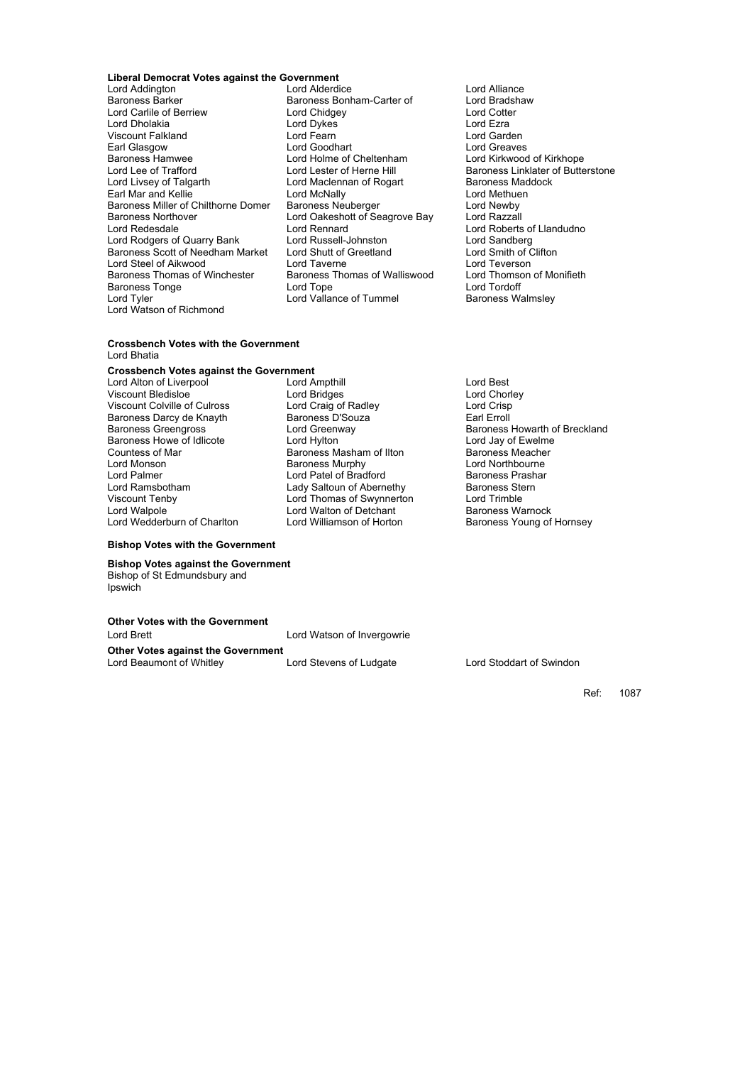**Liberal Democrat Votes against the Government**

Lord Addington
Baroness Barker
Lord Carlile of Berriew
Lord Dholakia
Viscount Falkland
Earl Glasgow
Baroness Hamwee
Lord Lee of Trafford
Lord Livsey of Talgarth
Earl Mar and Kellie
Baroness Miller of Chilthorne Domer
Baroness Northover
Lord Redesdale
Lord Rodgers of Quarry Bank
Baroness Scott of Needham Market
Lord Steel of Aikwood
Baroness Thomas of Winchester
Baroness Tonge
Lord Tyler
Lord Watson of Richmond
Lord Alderdice
Baroness Bonham-Carter of
Lord Chidgey
Lord Dykes
Lord Fearn
Lord Goodhart
Lord Holme of Cheltenham
Lord Lester of Herne Hill
Lord Maclennan of Rogart
Lord McNally
Baroness Neuberger
Lord Oakeshott of Seagrove Bay
Lord Rennard
Lord Russell-Johnston
Lord Shutt of Greetland
Lord Taverne
Baroness Thomas of Walliswood
Lord Tope
Lord Vallance of Tummel
Lord Alliance
Lord Bradshaw
Lord Cotter
Lord Ezra
Lord Garden
Lord Greaves
Lord Kirkwood of Kirkhope
Baroness Linklater of Butterstone
Baroness Maddock
Lord Methuen
Lord Newby
Lord Razzall
Lord Roberts of Llandudno
Lord Sandberg
Lord Smith of Clifton
Lord Teverson
Lord Thomson of Monifieth
Lord Tordoff
Baroness Walmsley

**Crossbench Votes with the Government**

Lord Bhatia

**Crossbench Votes against the Government**

Lord Alton of Liverpool
Viscount Bledisloe
Viscount Colville of Culross
Baroness Darcy de Knayth
Baroness Greengross
Baroness Howe of Idlicote
Countess of Mar
Lord Monson
Lord Palmer
Lord Ramsbotham
Viscount Tenby
Lord Walpole
Lord Wedderburn of Charlton
Lord Ampthill
Lord Bridges
Lord Craig of Radley
Baroness D'Souza
Lord Greenway
Lord Hylton
Baroness Masham of Ilton
Baroness Murphy
Lord Patel of Bradford
Lady Saltoun of Abernethy
Lord Thomas of Swynnerton
Lord Walton of Detchant
Lord Williamson of Horton
Lord Best
Lord Chorley
Lord Crisp
Earl Erroll
Baroness Howarth of Breckland
Lord Jay of Ewelme
Baroness Meacher
Lord Northbourne
Baroness Prashar
Baroness Stern
Lord Trimble
Baroness Warnock
Baroness Young of Hornsey

**Bishop Votes with the Government**

**Bishop Votes against the Government**

Bishop of St Edmundsbury and Ipswich

**Other Votes with the Government**

Lord Brett
Lord Watson of Invergowrie

**Other Votes against the Government**

Lord Beaumont of Whitley
Lord Stevens of Ludgate
Lord Stoddart of Swindon

Ref: 1087